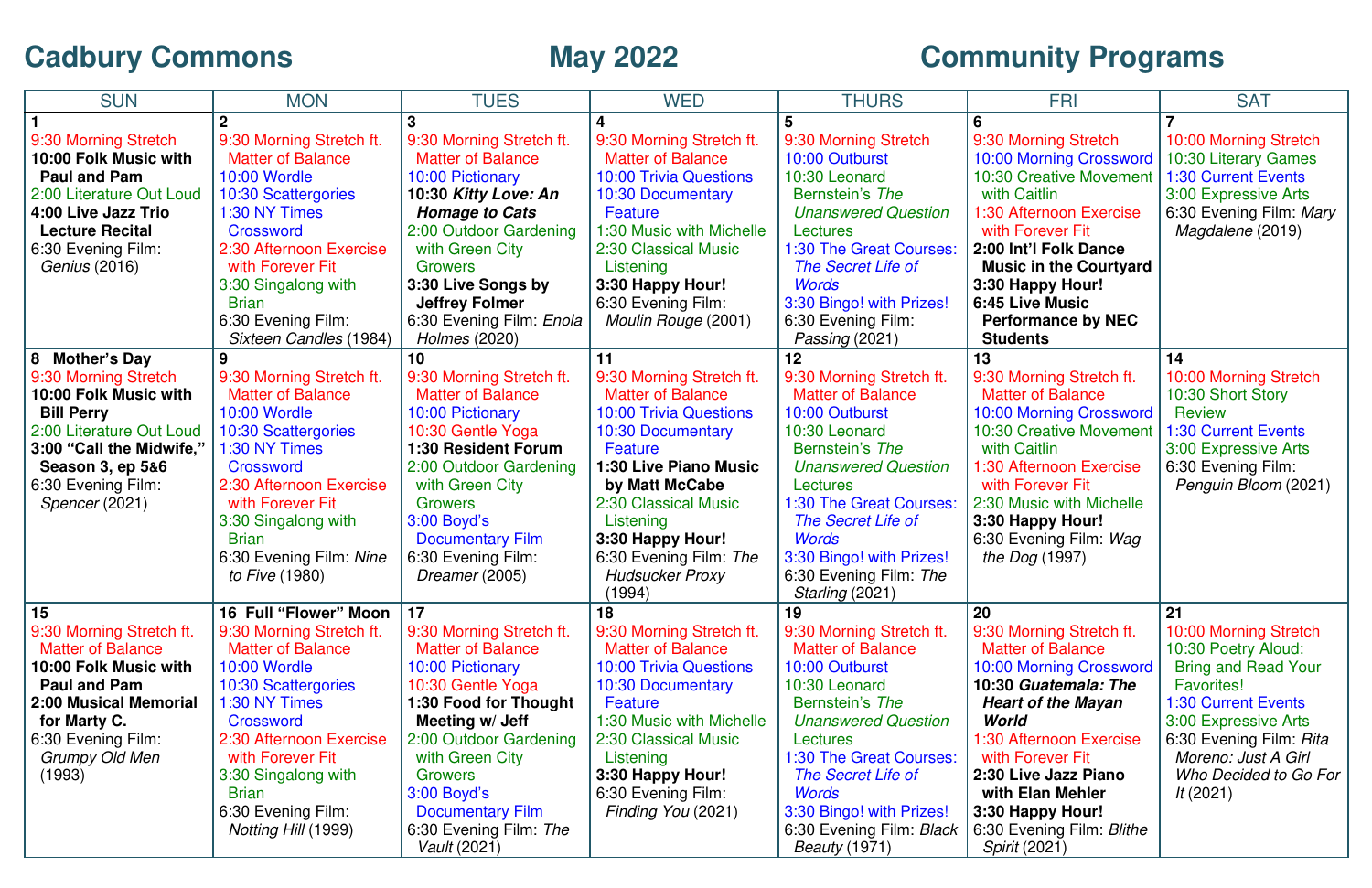# Cadbury Commons May 2022 Community Programs

| SUN | MON | TUES | WED | THURS | FRI | SAT |
|---|---|---|---|---|---|---|
| **1**<br>9:30 Morning Stretch<br>**10:00 Folk Music with Paul and Pam**<br>2:00 Literature Out Loud<br>**4:00 Live Jazz Trio Lecture Recital**<br>6:30 Evening Film: *Genius* (2016) | **2**<br>9:30 Morning Stretch ft. Matter of Balance<br>10:00 Wordle<br>10:30 Scattergories<br>1:30 NY Times Crossword<br>2:30 Afternoon Exercise with Forever Fit<br>3:30 Singalong with Brian<br>6:30 Evening Film: *Sixteen Candles* (1984) | **3**<br>9:30 Morning Stretch ft. Matter of Balance<br>10:00 Pictionary<br>**10:30 *Kitty Love: An Homage to Cats***<br>2:00 Outdoor Gardening with Green City Growers<br>**3:30 Live Songs by Jeffrey Folmer**<br>6:30 Evening Film: *Enola Holmes* (2020) | **4**<br>9:30 Morning Stretch ft. Matter of Balance<br>10:00 Trivia Questions<br>10:30 Documentary Feature<br>1:30 Music with Michelle<br>2:30 Classical Music Listening<br>**3:30 Happy Hour!**<br>6:30 Evening Film: *Moulin Rouge* (2001) | **5**<br>9:30 Morning Stretch<br>10:00 Outburst<br>10:30 Leonard Bernstein's *The Unanswered Question* Lectures<br>1:30 The Great Courses: *The Secret Life of Words*<br>3:30 Bingo! with Prizes!<br>6:30 Evening Film: *Passing* (2021) | **6**<br>9:30 Morning Stretch<br>10:00 Morning Crossword<br>10:30 Creative Movement with Caitlin<br>1:30 Afternoon Exercise with Forever Fit<br>**2:00 Int'l Folk Dance Music in the Courtyard**<br>**3:30 Happy Hour!**<br>**6:45 Live Music Performance by NEC Students** | **7**<br>10:00 Morning Stretch<br>10:30 Literary Games<br>1:30 Current Events<br>3:00 Expressive Arts<br>6:30 Evening Film: *Mary Magdalene* (2019) |
| **8 Mother's Day**<br>9:30 Morning Stretch<br>**10:00 Folk Music with Bill Perry**<br>2:00 Literature Out Loud<br>**3:00 "Call the Midwife," Season 3, ep 5&6**<br>6:30 Evening Film: *Spencer* (2021) | **9**<br>9:30 Morning Stretch ft. Matter of Balance<br>10:00 Wordle<br>10:30 Scattergories<br>1:30 NY Times Crossword<br>2:30 Afternoon Exercise with Forever Fit<br>3:30 Singalong with Brian<br>6:30 Evening Film: *Nine to Five* (1980) | **10**<br>9:30 Morning Stretch ft. Matter of Balance<br>10:00 Pictionary<br>10:30 Gentle Yoga<br>**1:30 Resident Forum**<br>2:00 Outdoor Gardening with Green City Growers<br>3:00 Boyd's Documentary Film<br>6:30 Evening Film: *Dreamer* (2005) | **11**<br>9:30 Morning Stretch ft. Matter of Balance<br>10:00 Trivia Questions<br>10:30 Documentary Feature<br>**1:30 Live Piano Music by Matt McCabe**<br>2:30 Classical Music Listening<br>**3:30 Happy Hour!**<br>6:30 Evening Film: *The Hudsucker Proxy* (1994) | **12**<br>9:30 Morning Stretch ft. Matter of Balance<br>10:00 Outburst<br>10:30 Leonard Bernstein's *The Unanswered Question* Lectures<br>1:30 The Great Courses: *The Secret Life of Words*<br>3:30 Bingo! with Prizes!<br>6:30 Evening Film: *The Starling* (2021) | **13**<br>9:30 Morning Stretch ft. Matter of Balance<br>10:00 Morning Crossword<br>10:30 Creative Movement with Caitlin<br>1:30 Afternoon Exercise with Forever Fit<br>2:30 Music with Michelle<br>**3:30 Happy Hour!**<br>6:30 Evening Film: *Wag the Dog* (1997) | **14**<br>10:00 Morning Stretch<br>10:30 Short Story Review<br>1:30 Current Events<br>3:00 Expressive Arts<br>6:30 Evening Film: *Penguin Bloom* (2021) |
| **15**<br>9:30 Morning Stretch ft. Matter of Balance<br>**10:00 Folk Music with Paul and Pam**<br>**2:00 Musical Memorial for Marty C.**<br>6:30 Evening Film: *Grumpy Old Men* (1993) | **16 Full "Flower" Moon**<br>9:30 Morning Stretch ft. Matter of Balance<br>10:00 Wordle<br>10:30 Scattergories<br>1:30 NY Times Crossword<br>2:30 Afternoon Exercise with Forever Fit<br>3:30 Singalong with Brian<br>6:30 Evening Film: *Notting Hill* (1999) | **17**<br>9:30 Morning Stretch ft. Matter of Balance<br>10:00 Pictionary<br>10:30 Gentle Yoga<br>**1:30 Food for Thought Meeting w/ Jeff**<br>2:00 Outdoor Gardening with Green City Growers<br>3:00 Boyd's Documentary Film<br>6:30 Evening Film: *The Vault* (2021) | **18**<br>9:30 Morning Stretch ft. Matter of Balance<br>10:00 Trivia Questions<br>10:30 Documentary Feature<br>1:30 Music with Michelle<br>2:30 Classical Music Listening<br>**3:30 Happy Hour!**<br>6:30 Evening Film: *Finding You* (2021) | **19**<br>9:30 Morning Stretch ft. Matter of Balance<br>10:00 Outburst<br>10:30 Leonard Bernstein's *The Unanswered Question* Lectures<br>1:30 The Great Courses: *The Secret Life of Words*<br>3:30 Bingo! with Prizes!<br>6:30 Evening Film: *Black Beauty* (1971) | **20**<br>9:30 Morning Stretch ft. Matter of Balance<br>10:00 Morning Crossword<br>**10:30 *Guatemala: The Heart of the Mayan World***<br>1:30 Afternoon Exercise with Forever Fit<br>**2:30 Live Jazz Piano with Elan Mehler**<br>**3:30 Happy Hour!**<br>6:30 Evening Film: *Blithe Spirit* (2021) | **21**<br>10:00 Morning Stretch<br>10:30 Poetry Aloud: Bring and Read Your Favorites!<br>1:30 Current Events<br>3:00 Expressive Arts<br>6:30 Evening Film: *Rita Moreno: Just A Girl Who Decided to Go For It* (2021) |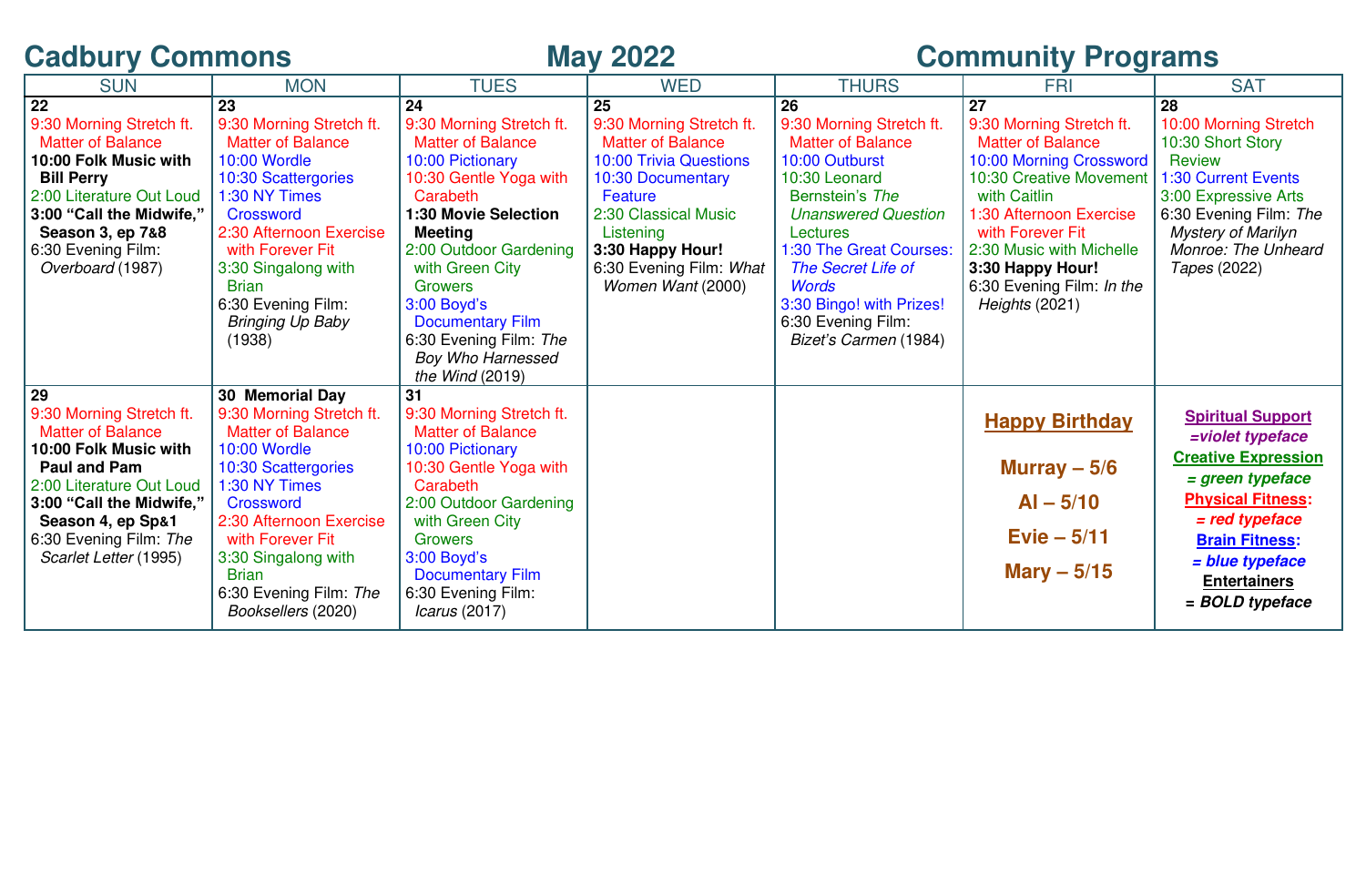# Cadbury Commons May 2022 Community Programs

| SUN | MON | TUES | WED | THURS | FRI | SAT |
|---|---|---|---|---|---|---|
| **22**<br>9:30 Morning Stretch ft. Matter of Balance<br>**10:00 Folk Music with Bill Perry**<br>2:00 Literature Out Loud<br>**3:00 "Call the Midwife," Season 3, ep 7&8**<br>6:30 Evening Film: *Overboard* (1987) | **23**<br>9:30 Morning Stretch ft. Matter of Balance<br>10:00 Wordle<br>10:30 Scattergories<br>1:30 NY Times Crossword<br>2:30 Afternoon Exercise with Forever Fit<br>3:30 Singalong with Brian<br>6:30 Evening Film: *Bringing Up Baby* (1938) | **24**<br>9:30 Morning Stretch ft. Matter of Balance<br>10:00 Pictionary<br>10:30 Gentle Yoga with Carabeth<br>**1:30 Movie Selection Meeting**<br>2:00 Outdoor Gardening with Green City Growers<br>3:00 Boyd's Documentary Film<br>6:30 Evening Film: *The Boy Who Harnessed the Wind* (2019) | **25**<br>9:30 Morning Stretch ft. Matter of Balance<br>10:00 Trivia Questions<br>10:30 Documentary Feature<br>2:30 Classical Music Listening<br>**3:30 Happy Hour!**<br>6:30 Evening Film: *What Women Want* (2000) | **26**<br>9:30 Morning Stretch ft. Matter of Balance<br>10:00 Outburst<br>10:30 Leonard Bernstein's *The Unanswered Question* Lectures<br>1:30 The Great Courses: *The Secret Life of Words*<br>3:30 Bingo! with Prizes!<br>6:30 Evening Film: *Bizet's Carmen* (1984) | **27**<br>9:30 Morning Stretch ft. Matter of Balance<br>10:00 Morning Crossword<br>10:30 Creative Movement with Caitlin<br>1:30 Afternoon Exercise with Forever Fit<br>2:30 Music with Michelle<br>**3:30 Happy Hour!**<br>6:30 Evening Film: *In the Heights* (2021) | **28**<br>10:00 Morning Stretch<br>10:30 Short Story Review<br>1:30 Current Events<br>3:00 Expressive Arts<br>6:30 Evening Film: *The Mystery of Marilyn Monroe: The Unheard Tapes* (2022) |
| **29**<br>9:30 Morning Stretch ft. Matter of Balance<br>**10:00 Folk Music with Paul and Pam**<br>2:00 Literature Out Loud<br>**3:00 "Call the Midwife," Season 4, ep Sp&1**<br>6:30 Evening Film: *The Scarlet Letter* (1995) | **30 Memorial Day**<br>9:30 Morning Stretch ft. Matter of Balance<br>10:00 Wordle<br>10:30 Scattergories<br>1:30 NY Times Crossword<br>2:30 Afternoon Exercise with Forever Fit<br>3:30 Singalong with Brian<br>6:30 Evening Film: *The Booksellers* (2020) | **31**<br>9:30 Morning Stretch ft. Matter of Balance<br>10:00 Pictionary<br>10:30 Gentle Yoga with Carabeth<br>2:00 Outdoor Gardening with Green City Growers<br>3:00 Boyd's Documentary Film<br>6:30 Evening Film: *Icarus* (2017) | | | **Happy Birthday**<br>**Murray – 5/6**<br>**Al – 5/10**<br>**Evie – 5/11**<br>**Mary – 5/15** | **Spiritual Support** *=violet typeface*<br>**Creative Expression** *= green typeface*<br>**Physical Fitness**: *= red typeface*<br>**Brain Fitness**: *= blue typeface*<br>**Entertainers** *= BOLD typeface* |